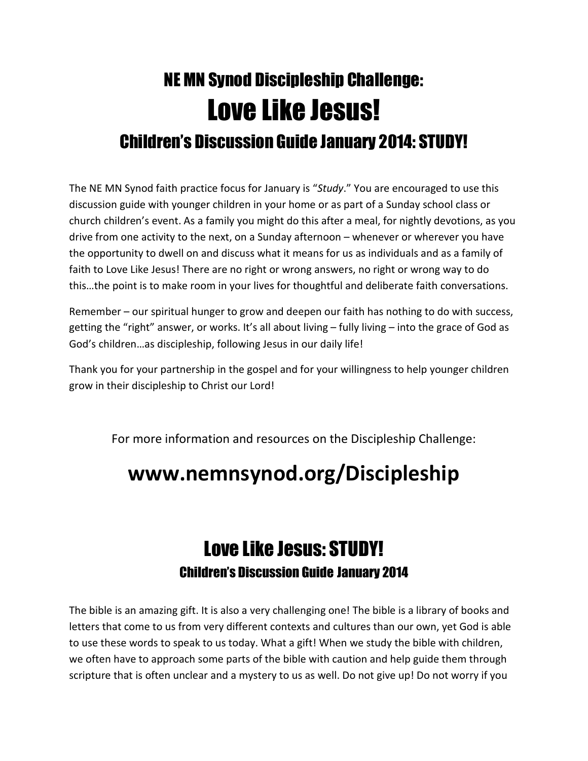# NE MN Synod Discipleship Challenge:

# Love Like Jesus!

## Children's Discussion Guide January 2014: STUDY!

The NE MN Synod faith practice focus for January is "*Study*." You are encouraged to use this discussion guide with younger children in your home or as part of a Sunday school class or church children's event. As a family you might do this after a meal, for nightly devotions, as you drive from one activity to the next, on a Sunday afternoon – whenever or wherever you have the opportunity to dwell on and discuss what it means for us as individuals and as a family of faith to Love Like Jesus! There are no right or wrong answers, no right or wrong way to do this…the point is to make room in your lives for thoughtful and deliberate faith conversations.

Remember – our spiritual hunger to grow and deepen our faith has nothing to do with success, getting the "right" answer, or works. It's all about living – fully living – into the grace of God as God's children…as discipleship, following Jesus in our daily life!

Thank you for your partnership in the gospel and for your willingness to help younger children grow in their discipleship to Christ our Lord!

For more information and resources on the Discipleship Challenge:

**www.nemnsynod.org/Discipleship**

# Love Like Jesus: STUDY!

### Children's Discussion Guide January 2014

The bible is an amazing gift. It is also a very challenging one! The bible is a library of books and letters that come to us from very different contexts and cultures than our own, yet God is able to use these words to speak to us today. What a gift! When we study the bible with children, we often have to approach some parts of the bible with caution and help guide them through scripture that is often unclear and a mystery to us as well. Do not give up! Do not worry if you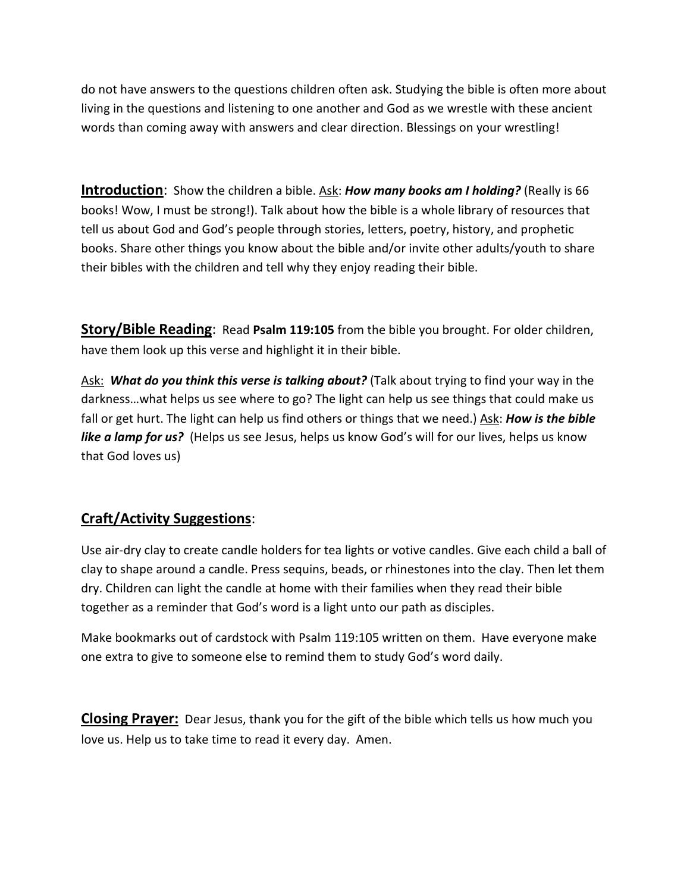do not have answers to the questions children often ask. Studying the bible is often more about living in the questions and listening to one another and God as we wrestle with these ancient words than coming away with answers and clear direction. Blessings on your wrestling!

**Introduction**: Show the children a bible. Ask: ***How many books am I holding?*** (Really is 66 books! Wow, I must be strong!). Talk about how the bible is a whole library of resources that tell us about God and God's people through stories, letters, poetry, history, and prophetic books. Share other things you know about the bible and/or invite other adults/youth to share their bibles with the children and tell why they enjoy reading their bible.

**Story/Bible Reading**: Read **Psalm 119:105** from the bible you brought. For older children, have them look up this verse and highlight it in their bible.

Ask: ***What do you think this verse is talking about?*** (Talk about trying to find your way in the darkness…what helps us see where to go? The light can help us see things that could make us fall or get hurt. The light can help us find others or things that we need.) Ask: ***How is the bible like a lamp for us?*** (Helps us see Jesus, helps us know God's will for our lives, helps us know that God loves us)

**Craft/Activity Suggestions**:

Use air-dry clay to create candle holders for tea lights or votive candles. Give each child a ball of clay to shape around a candle. Press sequins, beads, or rhinestones into the clay. Then let them dry. Children can light the candle at home with their families when they read their bible together as a reminder that God's word is a light unto our path as disciples.

Make bookmarks out of cardstock with Psalm 119:105 written on them. Have everyone make one extra to give to someone else to remind them to study God's word daily.

**Closing Prayer:** Dear Jesus, thank you for the gift of the bible which tells us how much you love us. Help us to take time to read it every day. Amen.